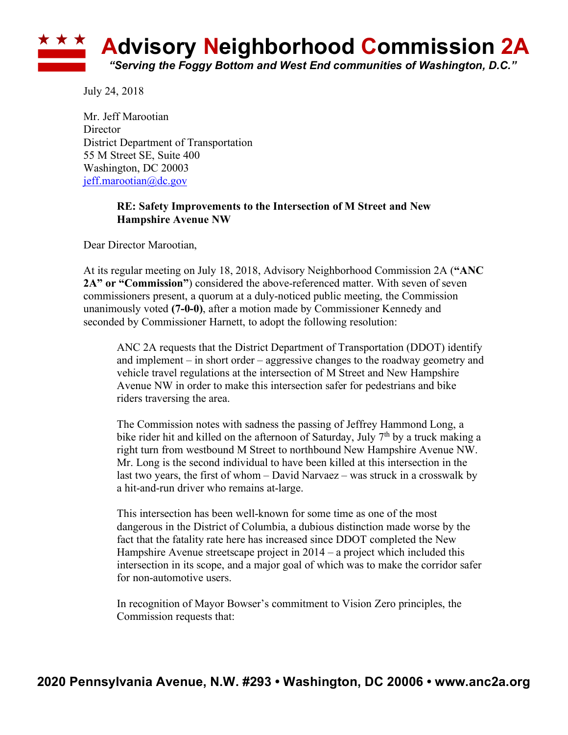# Advisory Neighborhood Commission 2A

*"Serving the Foggy Bottom and West End communities of Washington, D.C."*

July 24, 2018

Mr. Jeff Marootian
Director
District Department of Transportation
55 M Street SE, Suite 400
Washington, DC 20003
jeff.marootian@dc.gov

**RE: Safety Improvements to the Intersection of M Street and New Hampshire Avenue NW**

Dear Director Marootian,

At its regular meeting on July 18, 2018, Advisory Neighborhood Commission 2A (**"ANC 2A" or "Commission"**) considered the above-referenced matter. With seven of seven commissioners present, a quorum at a duly-noticed public meeting, the Commission unanimously voted **(7-0-0)**, after a motion made by Commissioner Kennedy and seconded by Commissioner Harnett, to adopt the following resolution:

> ANC 2A requests that the District Department of Transportation (DDOT) identify and implement – in short order – aggressive changes to the roadway geometry and vehicle travel regulations at the intersection of M Street and New Hampshire Avenue NW in order to make this intersection safer for pedestrians and bike riders traversing the area.
>
> The Commission notes with sadness the passing of Jeffrey Hammond Long, a bike rider hit and killed on the afternoon of Saturday, July 7th by a truck making a right turn from westbound M Street to northbound New Hampshire Avenue NW. Mr. Long is the second individual to have been killed at this intersection in the last two years, the first of whom – David Narvaez – was struck in a crosswalk by a hit-and-run driver who remains at-large.
>
> This intersection has been well-known for some time as one of the most dangerous in the District of Columbia, a dubious distinction made worse by the fact that the fatality rate here has increased since DDOT completed the New Hampshire Avenue streetscape project in 2014 – a project which included this intersection in its scope, and a major goal of which was to make the corridor safer for non-automotive users.
>
> In recognition of Mayor Bowser's commitment to Vision Zero principles, the Commission requests that: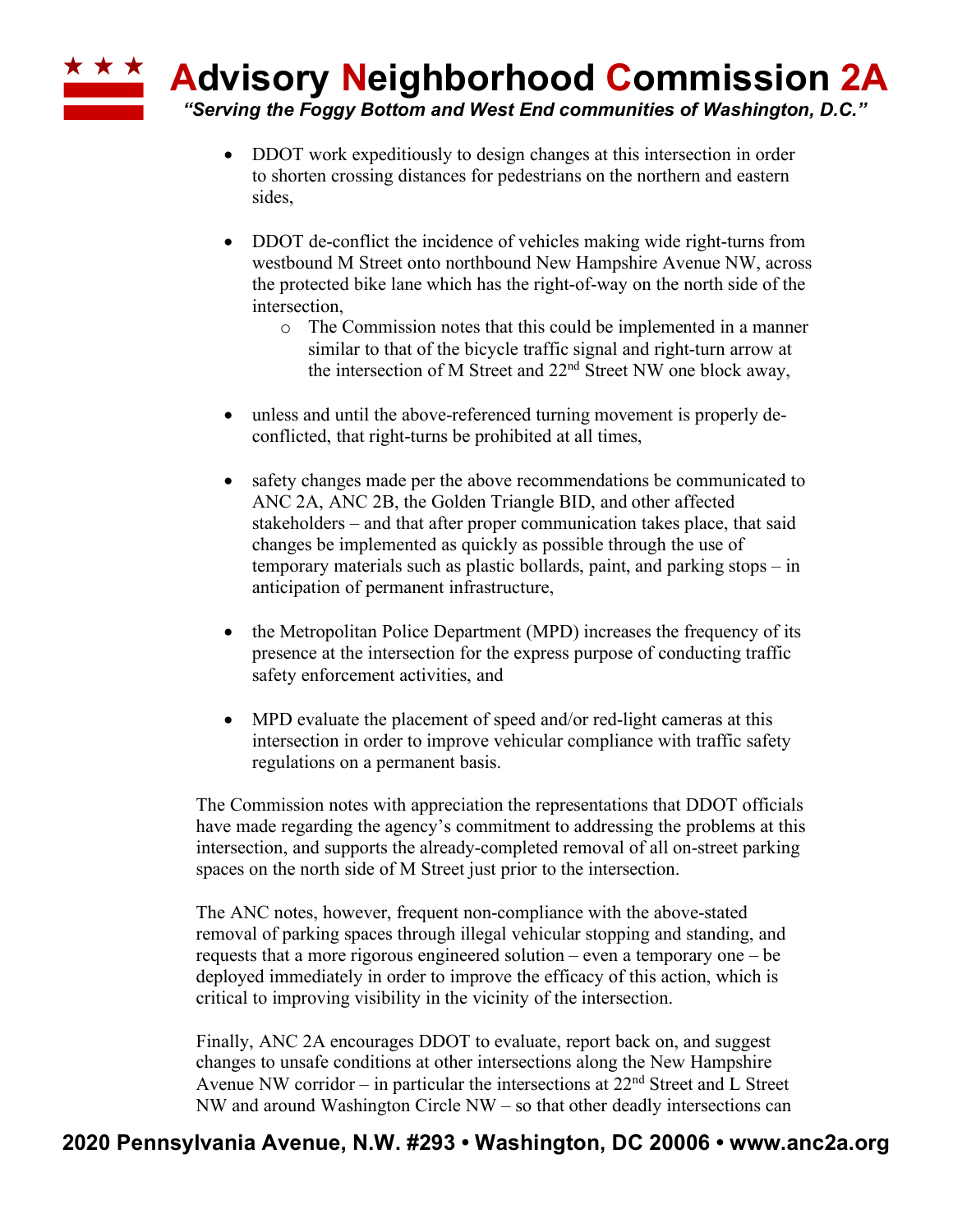- DDOT work expeditiously to design changes at this intersection in order to shorten crossing distances for pedestrians on the northern and eastern sides,

- DDOT de-conflict the incidence of vehicles making wide right-turns from westbound M Street onto northbound New Hampshire Avenue NW, across the protected bike lane which has the right-of-way on the north side of the intersection,
  - The Commission notes that this could be implemented in a manner similar to that of the bicycle traffic signal and right-turn arrow at the intersection of M Street and 22nd Street NW one block away,

- unless and until the above-referenced turning movement is properly de-conflicted, that right-turns be prohibited at all times,

- safety changes made per the above recommendations be communicated to ANC 2A, ANC 2B, the Golden Triangle BID, and other affected stakeholders – and that after proper communication takes place, that said changes be implemented as quickly as possible through the use of temporary materials such as plastic bollards, paint, and parking stops – in anticipation of permanent infrastructure,

- the Metropolitan Police Department (MPD) increases the frequency of its presence at the intersection for the express purpose of conducting traffic safety enforcement activities, and

- MPD evaluate the placement of speed and/or red-light cameras at this intersection in order to improve vehicular compliance with traffic safety regulations on a permanent basis.

The Commission notes with appreciation the representations that DDOT officials have made regarding the agency's commitment to addressing the problems at this intersection, and supports the already-completed removal of all on-street parking spaces on the north side of M Street just prior to the intersection.

The ANC notes, however, frequent non-compliance with the above-stated removal of parking spaces through illegal vehicular stopping and standing, and requests that a more rigorous engineered solution – even a temporary one – be deployed immediately in order to improve the efficacy of this action, which is critical to improving visibility in the vicinity of the intersection.

Finally, ANC 2A encourages DDOT to evaluate, report back on, and suggest changes to unsafe conditions at other intersections along the New Hampshire Avenue NW corridor – in particular the intersections at 22nd Street and L Street NW and around Washington Circle NW – so that other deadly intersections can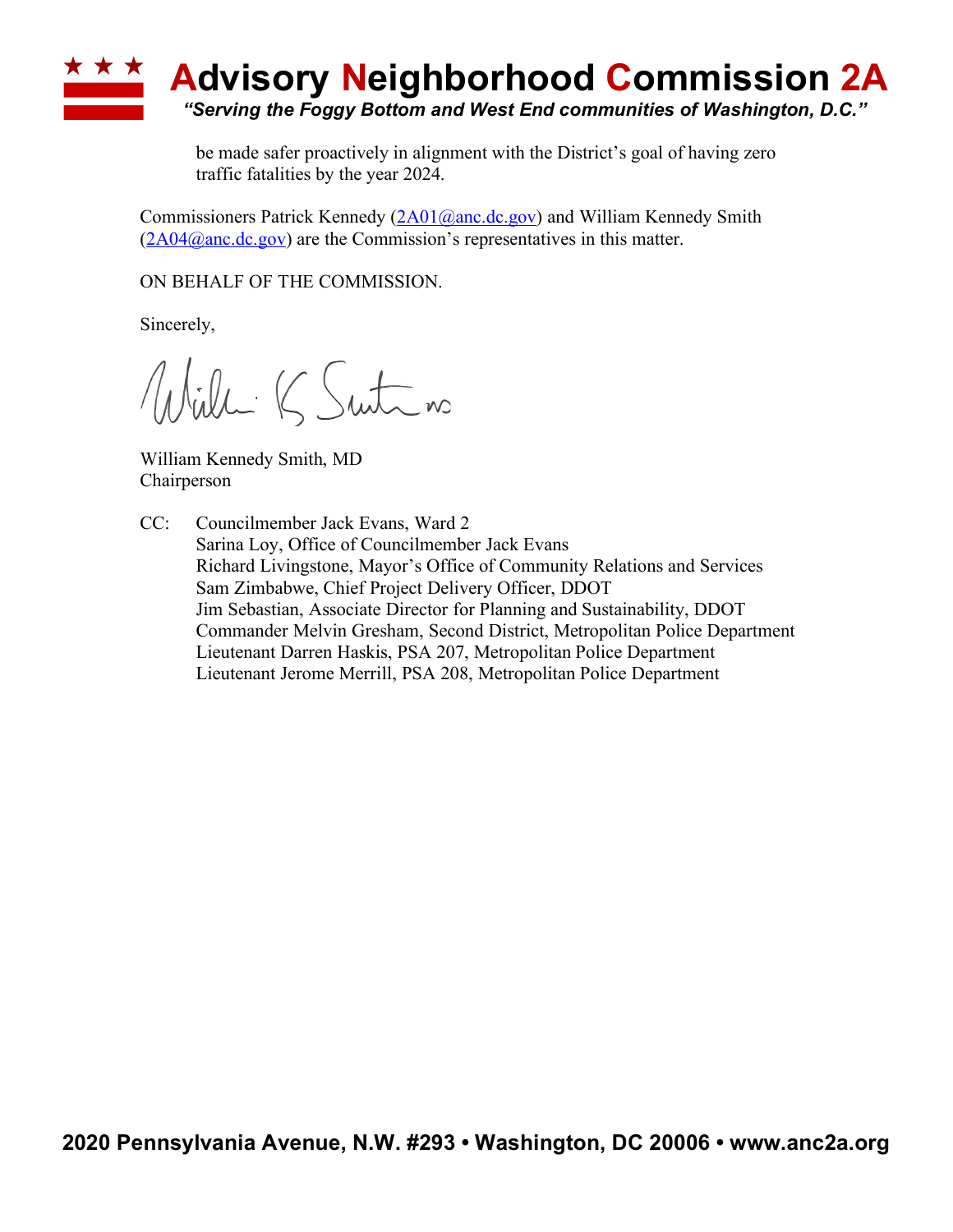be made safer proactively in alignment with the District's goal of having zero traffic fatalities by the year 2024.

Commissioners Patrick Kennedy (2A01@anc.dc.gov) and William Kennedy Smith (2A04@anc.dc.gov) are the Commission's representatives in this matter.

ON BEHALF OF THE COMMISSION.

Sincerely,

William Kennedy Smith, MD
Chairperson

CC: Councilmember Jack Evans, Ward 2
Sarina Loy, Office of Councilmember Jack Evans
Richard Livingstone, Mayor's Office of Community Relations and Services
Sam Zimbabwe, Chief Project Delivery Officer, DDOT
Jim Sebastian, Associate Director for Planning and Sustainability, DDOT
Commander Melvin Gresham, Second District, Metropolitan Police Department
Lieutenant Darren Haskis, PSA 207, Metropolitan Police Department
Lieutenant Jerome Merrill, PSA 208, Metropolitan Police Department